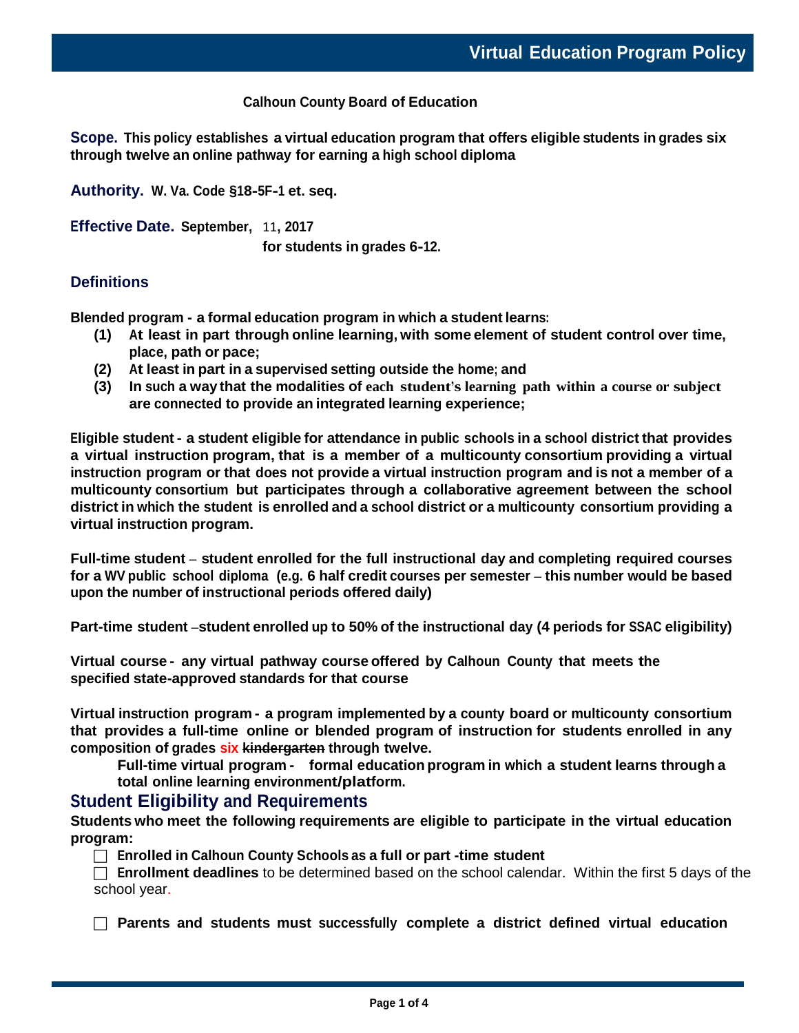# Virtual Education Program Policy

**Calhoun County Board of Education**

**Scope.** **This policy establishes a virtual education program that offers eligible students in grades six through twelve an online pathway for earning a high school diploma**

**Authority.** **W. Va. Code §18-5F-1 et. seq.**

**Effective Date.** **September, 11, 2017**
**for students in grades 6-12.**

## Definitions

**Blended program - a formal education program in which a student learns:**

- **(1) At least in part through online learning, with some element of student control over time, place, path or pace;**
- **(2) At least in part in a supervised setting outside the home; and**
- **(3) In such a way that the modalities of each student's learning path within a course or subject are connected to provide an integrated learning experience;**

**Eligible student - a student eligible for attendance in public schools in a school district that provides a virtual instruction program, that is a member of a multicounty consortium providing a virtual instruction program or that does not provide a virtual instruction program and is not a member of a multicounty consortium but participates through a collaborative agreement between the school district in which the student is enrolled and a school district or a multicounty consortium providing a virtual instruction program.**

**Full-time student – student enrolled for the full instructional day and completing required courses for a WV public school diploma (e.g. 6 half credit courses per semester – this number would be based upon the number of instructional periods offered daily)**

**Part-time student –student enrolled up to 50% of the instructional day (4 periods for SSAC eligibility)**

**Virtual course - any virtual pathway course offered by Calhoun County that meets the specified state-approved standards for that course**

**Virtual instruction program - a program implemented by a county board or multicounty consortium that provides a full-time online or blended program of instruction for students enrolled in any composition of grades six ~~kindergarten~~ through twelve.**

**Full-time virtual program - formal education program in which a student learns through a total online learning environment/platform.**

## Student Eligibility and Requirements

**Students who meet the following requirements are eligible to participate in the virtual education program:**

- ☐ **Enrolled in Calhoun County Schools as a full or part -time student**
- ☐ **Enrollment deadlines** to be determined based on the school calendar. Within the first 5 days of the school year.
- ☐ **Parents and students must successfully complete a district defined virtual education**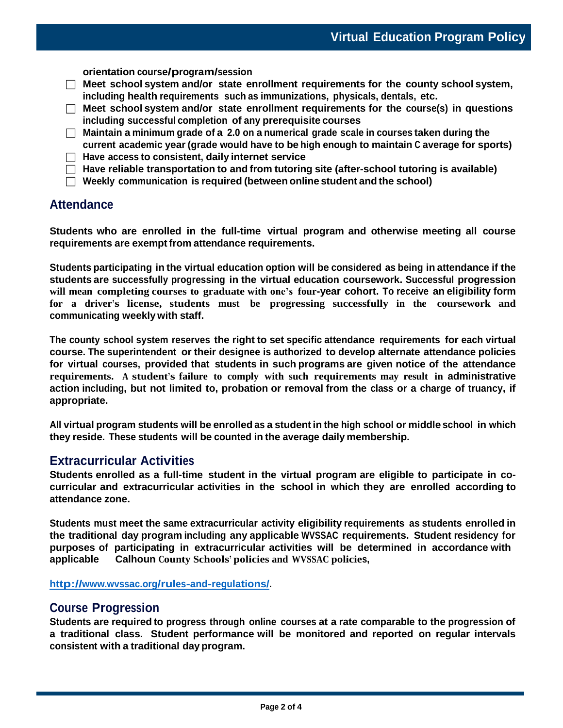**orientation course/program/session**

- [ ] **Meet school system and/or state enrollment requirements for the county school system, including health requirements such as immunizations, physicals, dentals, etc.**
- [ ] **Meet school system and/or state enrollment requirements for the course(s) in questions including successful completion of any prerequisite courses**
- [ ] **Maintain a minimum grade of a 2.0 on a numerical grade scale in courses taken during the current academic year (grade would have to be high enough to maintain C average for sports)**
- [ ] **Have access to consistent, daily internet service**
- [ ] **Have reliable transportation to and from tutoring site (after-school tutoring is available)**
- [ ] **Weekly communication is required (between online student and the school)**

## Attendance

**Students who are enrolled in the full-time virtual program and otherwise meeting all course requirements are exempt from attendance requirements.**

**Students participating in the virtual education option will be considered as being in attendance if the students are successfully progressing in the virtual education coursework. Successful progression will mean completing courses to graduate with one's four-year cohort. To receive an eligibility form for a driver's license, students must be progressing successfully in the coursework and communicating weekly with staff.**

**The county school system reserves the right to set specific attendance requirements for each virtual course. The superintendent or their designee is authorized to develop alternate attendance policies for virtual courses, provided that students in such programs are given notice of the attendance requirements. A student's failure to comply with such requirements may result in administrative action including, but not limited to, probation or removal from the class or a charge of truancy, if appropriate.**

**All virtual program students will be enrolled as a student in the high school or middle school in which they reside. These students will be counted in the average daily membership.**

## Extracurricular Activities

**Students enrolled as a full-time student in the virtual program are eligible to participate in co-curricular and extracurricular activities in the school in which they are enrolled according to attendance zone.**

**Students must meet the same extracurricular activity eligibility requirements as students enrolled in the traditional day program including any applicable WVSSAC requirements. Student residency for purposes of participating in extracurricular activities will be determined in accordance with applicable Calhoun County Schools' policies and WVSSAC policies,**

**[http://www.wvssac.org/rules-and-regulations/](http://www.wvssac.org/rules-and-regulations/).**

## Course Progression

**Students are required to progress through online courses at a rate comparable to the progression of a traditional class. Student performance will be monitored and reported on regular intervals consistent with a traditional day program.**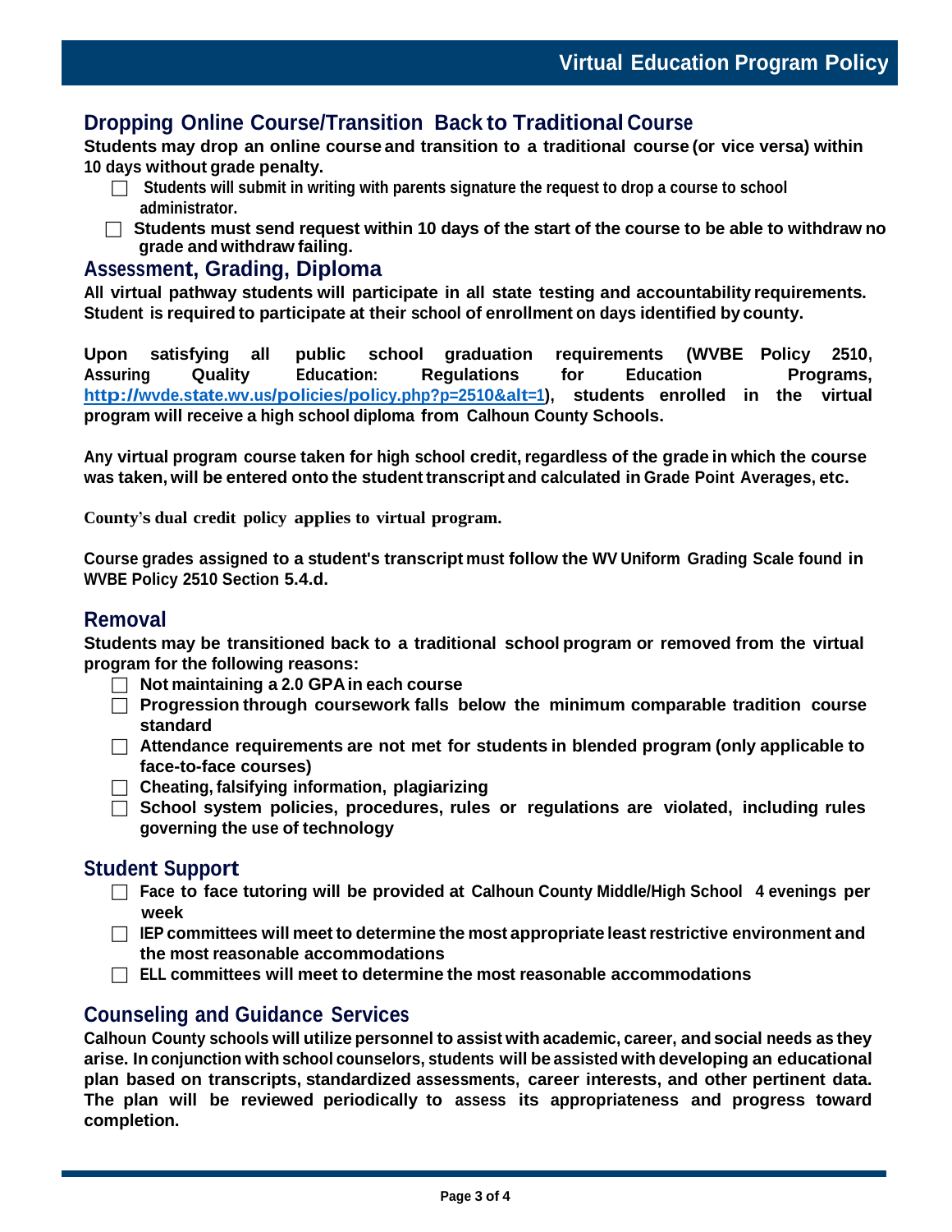## Dropping Online Course/Transition Back to Traditional Course

**Students may drop an online course and transition to a traditional course (or vice versa) within 10 days without grade penalty.**

- [ ] **Students will submit in writing with parents signature the request to drop a course to school administrator.**
- [ ] **Students must send request within 10 days of the start of the course to be able to withdraw no grade and withdraw failing.**

## Assessment, Grading, Diploma

**All virtual pathway students will participate in all state testing and accountability requirements. Student is required to participate at their school of enrollment on days identified by county.**

**Upon satisfying all public school graduation requirements (WVBE Policy 2510, Assuring Quality Education: Regulations for Education Programs, [http://wvde.state.wv.us/policies/policy.php?p=2510&alt=1](http://wvde.state.wv.us/policies/policy.php?p=2510&alt=1)), students enrolled in the virtual program will receive a high school diploma from Calhoun County Schools.**

**Any virtual program course taken for high school credit, regardless of the grade in which the course was taken, will be entered onto the student transcript and calculated in Grade Point Averages, etc.**

**County's dual credit policy applies to virtual program.**

**Course grades assigned to a student's transcript must follow the WV Uniform Grading Scale found in WVBE Policy 2510 Section 5.4.d.**

## Removal

**Students may be transitioned back to a traditional school program or removed from the virtual program for the following reasons:**

- [ ] **Not maintaining a 2.0 GPA in each course**
- [ ] **Progression through coursework falls below the minimum comparable tradition course standard**
- [ ] **Attendance requirements are not met for students in blended program (only applicable to face-to-face courses)**
- [ ] **Cheating, falsifying information, plagiarizing**
- [ ] **School system policies, procedures, rules or regulations are violated, including rules governing the use of technology**

## Student Support

- [ ] **Face to face tutoring will be provided at Calhoun County Middle/High School 4 evenings per week**
- [ ] **IEP committees will meet to determine the most appropriate least restrictive environment and the most reasonable accommodations**
- [ ] **ELL committees will meet to determine the most reasonable accommodations**

## Counseling and Guidance Services

**Calhoun County schools will utilize personnel to assist with academic, career, and social needs as they arise. In conjunction with school counselors, students will be assisted with developing an educational plan based on transcripts, standardized assessments, career interests, and other pertinent data. The plan will be reviewed periodically to assess its appropriateness and progress toward completion.**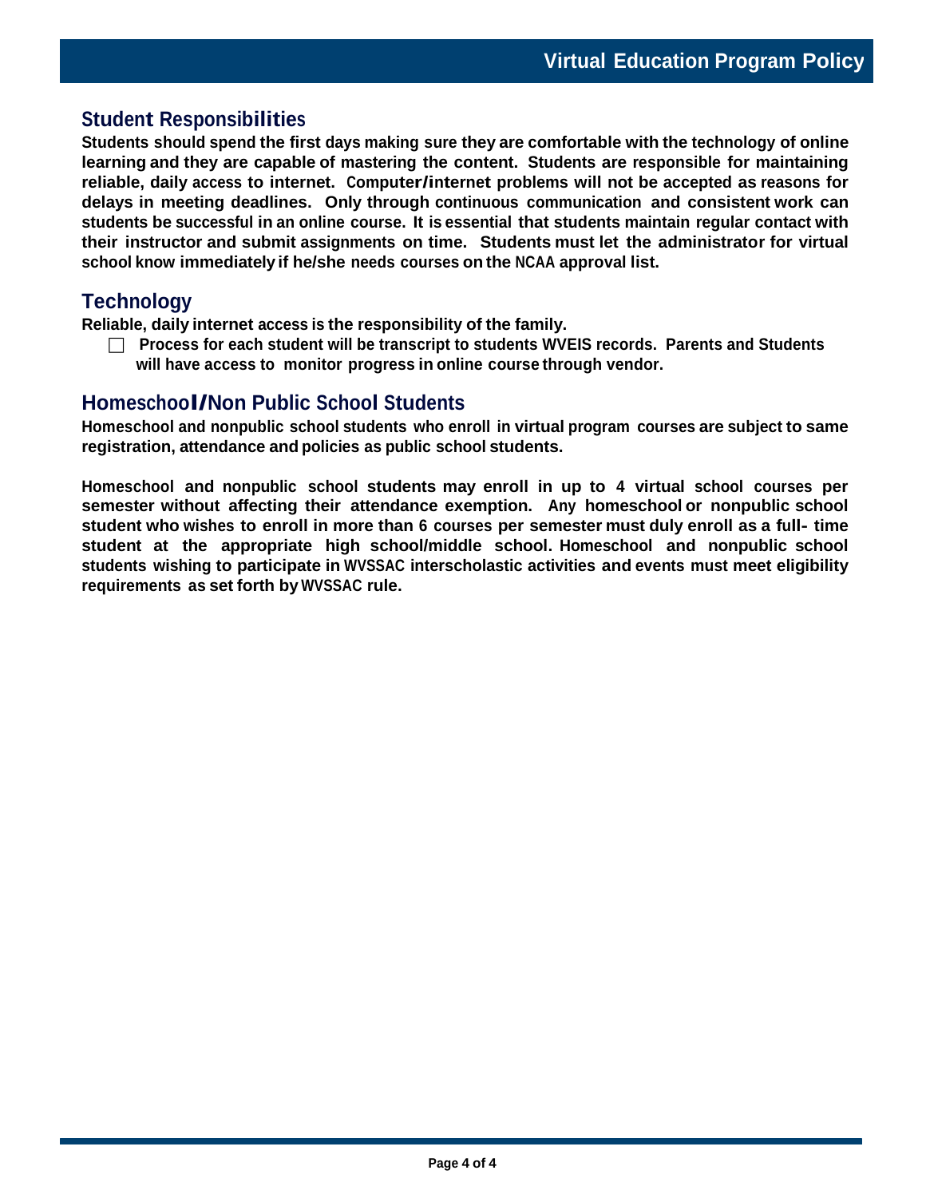## Student Responsibilities

**Students should spend the first days making sure they are comfortable with the technology of online learning and they are capable of mastering the content. Students are responsible for maintaining reliable, daily access to internet. Computer/internet problems will not be accepted as reasons for delays in meeting deadlines. Only through continuous communication and consistent work can students be successful in an online course. It is essential that students maintain regular contact with their instructor and submit assignments on time. Students must let the administrator for virtual school know immediately if he/she needs courses on the NCAA approval list.**

## Technology

**Reliable, daily internet access is the responsibility of the family.**

- ☐ **Process for each student will be transcript to students WVEIS records. Parents and Students will have access to monitor progress in online course through vendor.**

## Homeschool/Non Public School Students

**Homeschool and nonpublic school students who enroll in virtual program courses are subject to same registration, attendance and policies as public school students.**

**Homeschool and nonpublic school students may enroll in up to 4 virtual school courses per semester without affecting their attendance exemption. Any homeschool or nonpublic school student who wishes to enroll in more than 6 courses per semester must duly enroll as a full- time student at the appropriate high school/middle school. Homeschool and nonpublic school students wishing to participate in WVSSAC interscholastic activities and events must meet eligibility requirements as set forth by WVSSAC rule.**